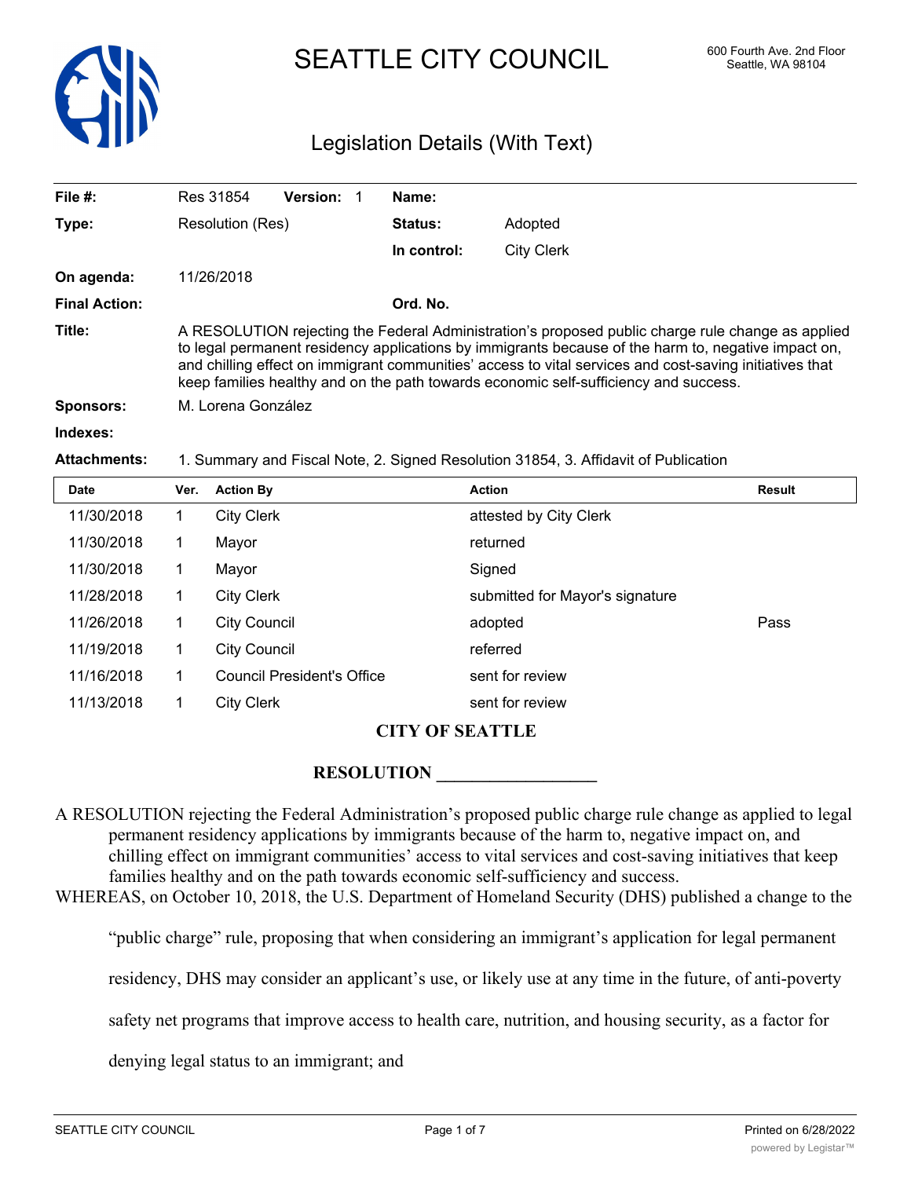# SEATTLE CITY COUNCIL

600 Fourth Ave. 2nd Floor
Seattle, WA 98104

## Legislation Details (With Text)

| | | | |
|---|---|---|---|
| **File #:** | Res 31854 **Version:** 1 | **Name:** | |
| **Type:** | Resolution (Res) | **Status:** | Adopted |
| | | **In control:** | City Clerk |
| **On agenda:** | 11/26/2018 | | |
| **Final Action:** | | **Ord. No.** | |

**Title:** A RESOLUTION rejecting the Federal Administration's proposed public charge rule change as applied to legal permanent residency applications by immigrants because of the harm to, negative impact on, and chilling effect on immigrant communities' access to vital services and cost-saving initiatives that keep families healthy and on the path towards economic self-sufficiency and success.

**Sponsors:** M. Lorena González

**Indexes:**

**Attachments:** 1. Summary and Fiscal Note, 2. Signed Resolution 31854, 3. Affidavit of Publication

| Date | Ver. | Action By | Action | Result |
|---|---|---|---|---|
| 11/30/2018 | 1 | City Clerk | attested by City Clerk | |
| 11/30/2018 | 1 | Mayor | returned | |
| 11/30/2018 | 1 | Mayor | Signed | |
| 11/28/2018 | 1 | City Clerk | submitted for Mayor's signature | |
| 11/26/2018 | 1 | City Council | adopted | Pass |
| 11/19/2018 | 1 | City Council | referred | |
| 11/16/2018 | 1 | Council President's Office | sent for review | |
| 11/13/2018 | 1 | City Clerk | sent for review | |

**CITY OF SEATTLE**

**RESOLUTION __________________**

A RESOLUTION rejecting the Federal Administration's proposed public charge rule change as applied to legal permanent residency applications by immigrants because of the harm to, negative impact on, and chilling effect on immigrant communities' access to vital services and cost-saving initiatives that keep families healthy and on the path towards economic self-sufficiency and success.

WHEREAS, on October 10, 2018, the U.S. Department of Homeland Security (DHS) published a change to the "public charge" rule, proposing that when considering an immigrant's application for legal permanent residency, DHS may consider an applicant's use, or likely use at any time in the future, of anti-poverty safety net programs that improve access to health care, nutrition, and housing security, as a factor for denying legal status to an immigrant; and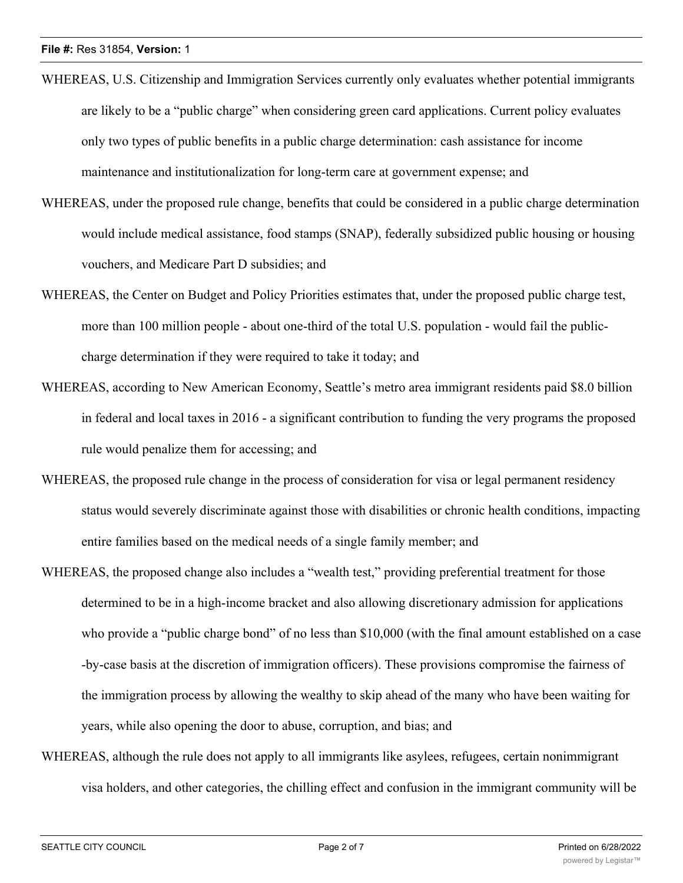WHEREAS, U.S. Citizenship and Immigration Services currently only evaluates whether potential immigrants are likely to be a "public charge" when considering green card applications. Current policy evaluates only two types of public benefits in a public charge determination: cash assistance for income maintenance and institutionalization for long-term care at government expense; and

WHEREAS, under the proposed rule change, benefits that could be considered in a public charge determination would include medical assistance, food stamps (SNAP), federally subsidized public housing or housing vouchers, and Medicare Part D subsidies; and

WHEREAS, the Center on Budget and Policy Priorities estimates that, under the proposed public charge test, more than 100 million people - about one-third of the total U.S. population - would fail the public-charge determination if they were required to take it today; and

WHEREAS, according to New American Economy, Seattle's metro area immigrant residents paid $8.0 billion in federal and local taxes in 2016 - a significant contribution to funding the very programs the proposed rule would penalize them for accessing; and

WHEREAS, the proposed rule change in the process of consideration for visa or legal permanent residency status would severely discriminate against those with disabilities or chronic health conditions, impacting entire families based on the medical needs of a single family member; and

WHEREAS, the proposed change also includes a "wealth test," providing preferential treatment for those determined to be in a high-income bracket and also allowing discretionary admission for applications who provide a "public charge bond" of no less than $10,000 (with the final amount established on a case-by-case basis at the discretion of immigration officers). These provisions compromise the fairness of the immigration process by allowing the wealthy to skip ahead of the many who have been waiting for years, while also opening the door to abuse, corruption, and bias; and

WHEREAS, although the rule does not apply to all immigrants like asylees, refugees, certain nonimmigrant visa holders, and other categories, the chilling effect and confusion in the immigrant community will be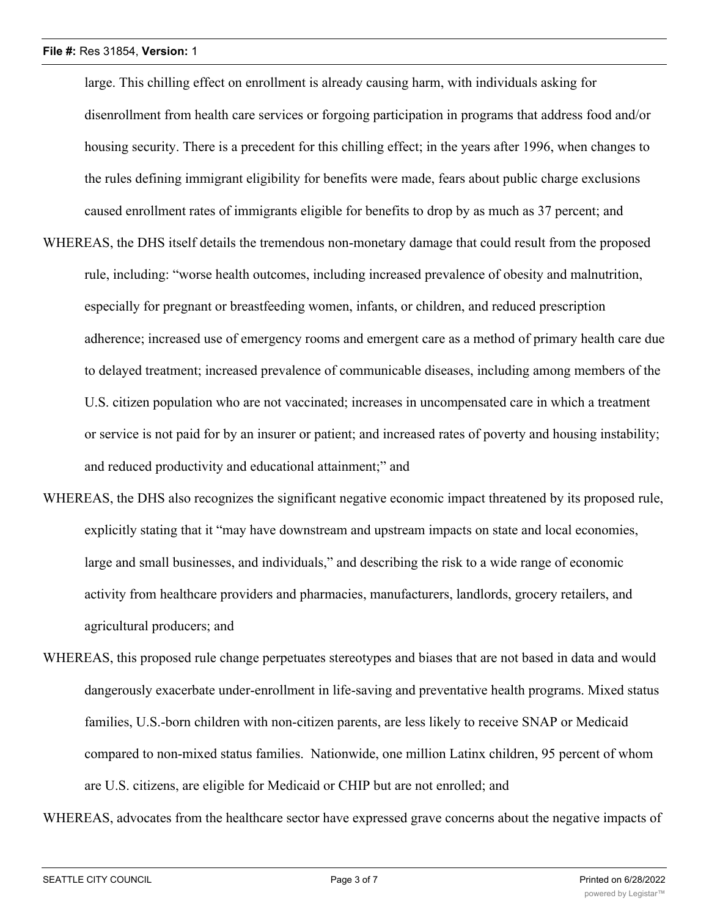large. This chilling effect on enrollment is already causing harm, with individuals asking for disenrollment from health care services or forgoing participation in programs that address food and/or housing security. There is a precedent for this chilling effect; in the years after 1996, when changes to the rules defining immigrant eligibility for benefits were made, fears about public charge exclusions caused enrollment rates of immigrants eligible for benefits to drop by as much as 37 percent; and

WHEREAS, the DHS itself details the tremendous non-monetary damage that could result from the proposed rule, including: "worse health outcomes, including increased prevalence of obesity and malnutrition, especially for pregnant or breastfeeding women, infants, or children, and reduced prescription adherence; increased use of emergency rooms and emergent care as a method of primary health care due to delayed treatment; increased prevalence of communicable diseases, including among members of the U.S. citizen population who are not vaccinated; increases in uncompensated care in which a treatment or service is not paid for by an insurer or patient; and increased rates of poverty and housing instability; and reduced productivity and educational attainment;" and

WHEREAS, the DHS also recognizes the significant negative economic impact threatened by its proposed rule, explicitly stating that it "may have downstream and upstream impacts on state and local economies, large and small businesses, and individuals," and describing the risk to a wide range of economic activity from healthcare providers and pharmacies, manufacturers, landlords, grocery retailers, and agricultural producers; and

WHEREAS, this proposed rule change perpetuates stereotypes and biases that are not based in data and would dangerously exacerbate under-enrollment in life-saving and preventative health programs. Mixed status families, U.S.-born children with non-citizen parents, are less likely to receive SNAP or Medicaid compared to non-mixed status families. Nationwide, one million Latinx children, 95 percent of whom are U.S. citizens, are eligible for Medicaid or CHIP but are not enrolled; and

WHEREAS, advocates from the healthcare sector have expressed grave concerns about the negative impacts of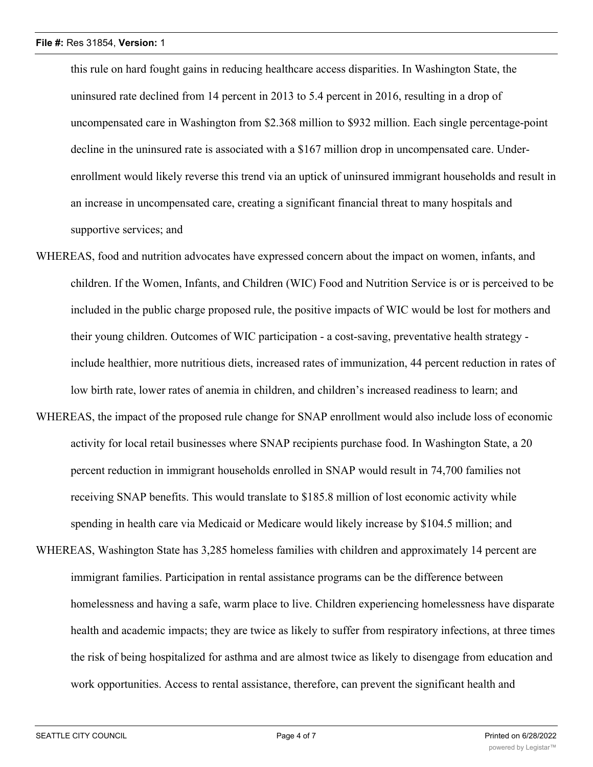this rule on hard fought gains in reducing healthcare access disparities. In Washington State, the uninsured rate declined from 14 percent in 2013 to 5.4 percent in 2016, resulting in a drop of uncompensated care in Washington from $2.368 million to $932 million. Each single percentage-point decline in the uninsured rate is associated with a $167 million drop in uncompensated care. Under-enrollment would likely reverse this trend via an uptick of uninsured immigrant households and result in an increase in uncompensated care, creating a significant financial threat to many hospitals and supportive services; and

WHEREAS, food and nutrition advocates have expressed concern about the impact on women, infants, and children. If the Women, Infants, and Children (WIC) Food and Nutrition Service is or is perceived to be included in the public charge proposed rule, the positive impacts of WIC would be lost for mothers and their young children. Outcomes of WIC participation - a cost-saving, preventative health strategy - include healthier, more nutritious diets, increased rates of immunization, 44 percent reduction in rates of low birth rate, lower rates of anemia in children, and children's increased readiness to learn; and

WHEREAS, the impact of the proposed rule change for SNAP enrollment would also include loss of economic activity for local retail businesses where SNAP recipients purchase food. In Washington State, a 20 percent reduction in immigrant households enrolled in SNAP would result in 74,700 families not receiving SNAP benefits. This would translate to $185.8 million of lost economic activity while spending in health care via Medicaid or Medicare would likely increase by $104.5 million; and

WHEREAS, Washington State has 3,285 homeless families with children and approximately 14 percent are immigrant families. Participation in rental assistance programs can be the difference between homelessness and having a safe, warm place to live. Children experiencing homelessness have disparate health and academic impacts; they are twice as likely to suffer from respiratory infections, at three times the risk of being hospitalized for asthma and are almost twice as likely to disengage from education and work opportunities. Access to rental assistance, therefore, can prevent the significant health and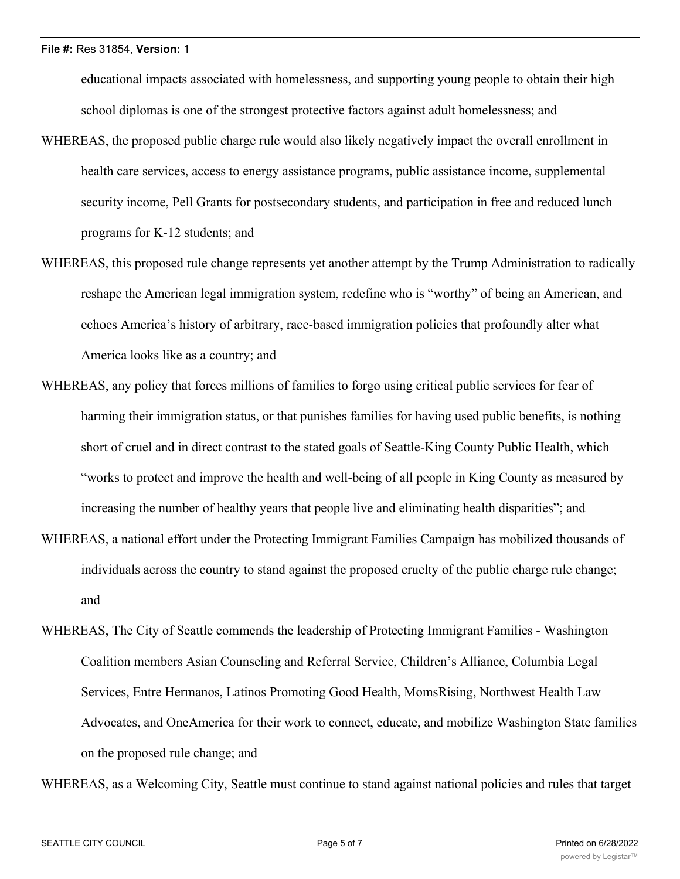educational impacts associated with homelessness, and supporting young people to obtain their high school diplomas is one of the strongest protective factors against adult homelessness; and

WHEREAS, the proposed public charge rule would also likely negatively impact the overall enrollment in health care services, access to energy assistance programs, public assistance income, supplemental security income, Pell Grants for postsecondary students, and participation in free and reduced lunch programs for K-12 students; and

WHEREAS, this proposed rule change represents yet another attempt by the Trump Administration to radically reshape the American legal immigration system, redefine who is "worthy" of being an American, and echoes America's history of arbitrary, race-based immigration policies that profoundly alter what America looks like as a country; and

WHEREAS, any policy that forces millions of families to forgo using critical public services for fear of harming their immigration status, or that punishes families for having used public benefits, is nothing short of cruel and in direct contrast to the stated goals of Seattle-King County Public Health, which "works to protect and improve the health and well-being of all people in King County as measured by increasing the number of healthy years that people live and eliminating health disparities"; and

WHEREAS, a national effort under the Protecting Immigrant Families Campaign has mobilized thousands of individuals across the country to stand against the proposed cruelty of the public charge rule change; and

WHEREAS, The City of Seattle commends the leadership of Protecting Immigrant Families - Washington Coalition members Asian Counseling and Referral Service, Children's Alliance, Columbia Legal Services, Entre Hermanos, Latinos Promoting Good Health, MomsRising, Northwest Health Law Advocates, and OneAmerica for their work to connect, educate, and mobilize Washington State families on the proposed rule change; and

WHEREAS, as a Welcoming City, Seattle must continue to stand against national policies and rules that target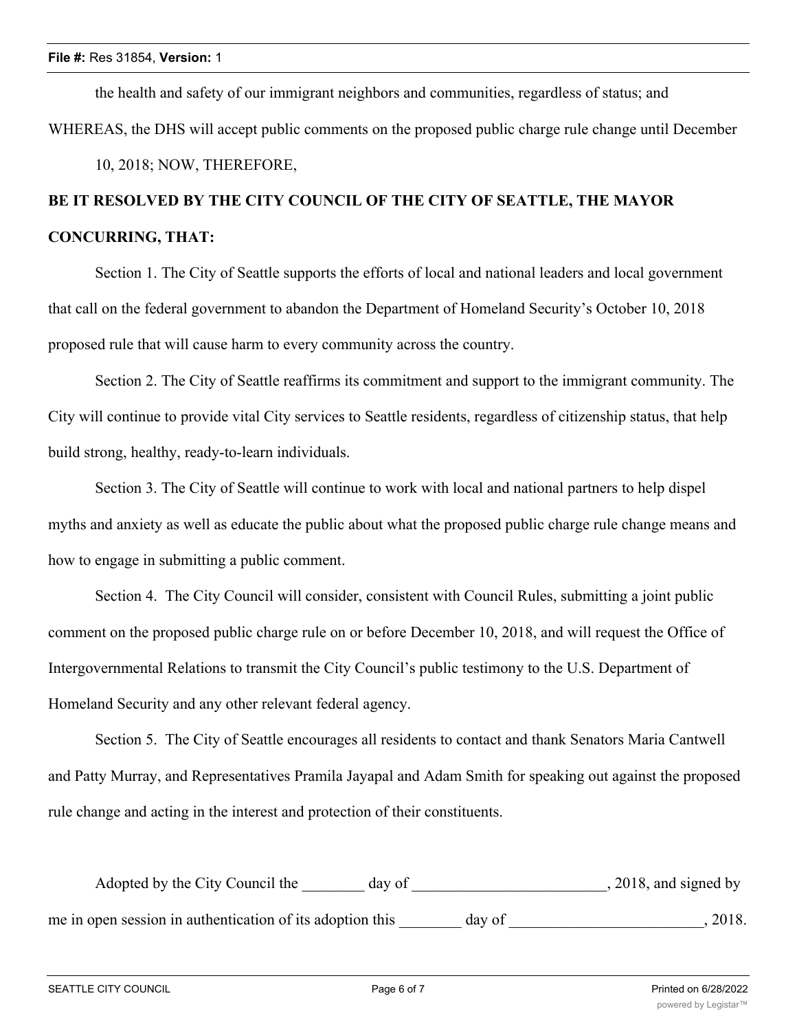the health and safety of our immigrant neighbors and communities, regardless of status; and

WHEREAS, the DHS will accept public comments on the proposed public charge rule change until December 10, 2018; NOW, THEREFORE,

**BE IT RESOLVED BY THE CITY COUNCIL OF THE CITY OF SEATTLE, THE MAYOR CONCURRING, THAT:**

Section 1. The City of Seattle supports the efforts of local and national leaders and local government that call on the federal government to abandon the Department of Homeland Security's October 10, 2018 proposed rule that will cause harm to every community across the country.

Section 2. The City of Seattle reaffirms its commitment and support to the immigrant community. The City will continue to provide vital City services to Seattle residents, regardless of citizenship status, that help build strong, healthy, ready-to-learn individuals.

Section 3. The City of Seattle will continue to work with local and national partners to help dispel myths and anxiety as well as educate the public about what the proposed public charge rule change means and how to engage in submitting a public comment.

Section 4. The City Council will consider, consistent with Council Rules, submitting a joint public comment on the proposed public charge rule on or before December 10, 2018, and will request the Office of Intergovernmental Relations to transmit the City Council's public testimony to the U.S. Department of Homeland Security and any other relevant federal agency.

Section 5. The City of Seattle encourages all residents to contact and thank Senators Maria Cantwell and Patty Murray, and Representatives Pramila Jayapal and Adam Smith for speaking out against the proposed rule change and acting in the interest and protection of their constituents.

Adopted by the City Council the ________ day of _________________________, 2018, and signed by me in open session in authentication of its adoption this ________ day of _________________________, 2018.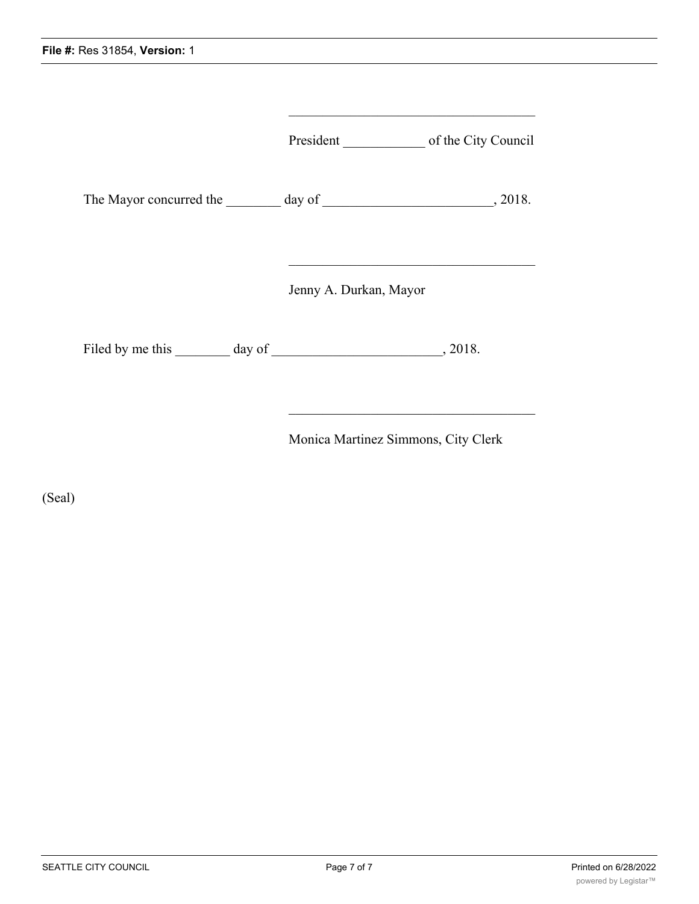\_\_\_\_\_\_\_\_\_\_\_\_\_\_\_\_\_\_\_\_\_\_\_\_\_\_\_\_\_\_\_\_\_\_\_\_\_

President \_\_\_\_\_\_\_\_\_\_\_\_ of the City Council

The Mayor concurred the \_\_\_\_\_\_\_\_ day of \_\_\_\_\_\_\_\_\_\_\_\_\_\_\_\_\_\_\_\_\_\_\_\_\_, 2018.

\_\_\_\_\_\_\_\_\_\_\_\_\_\_\_\_\_\_\_\_\_\_\_\_\_\_\_\_\_\_\_\_\_\_\_\_\_

Jenny A. Durkan, Mayor

Filed by me this \_\_\_\_\_\_\_\_ day of \_\_\_\_\_\_\_\_\_\_\_\_\_\_\_\_\_\_\_\_\_\_\_\_\_, 2018.

\_\_\_\_\_\_\_\_\_\_\_\_\_\_\_\_\_\_\_\_\_\_\_\_\_\_\_\_\_\_\_\_\_\_\_\_\_

Monica Martinez Simmons, City Clerk

(Seal)